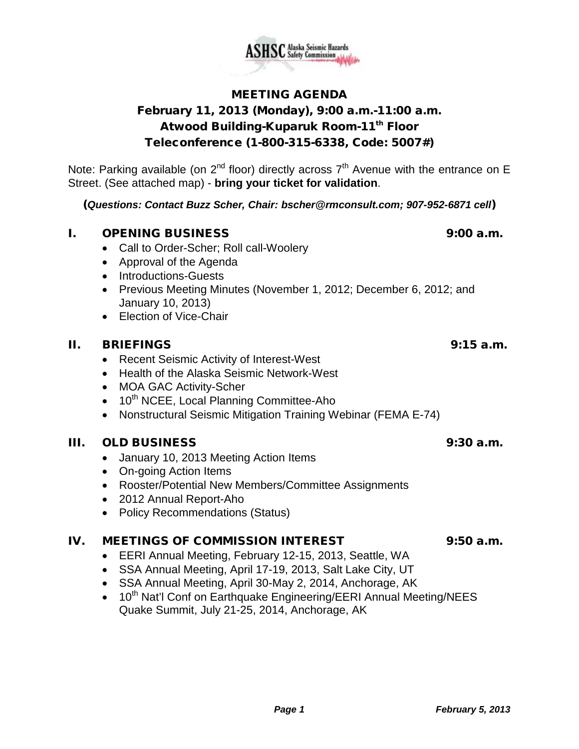ASHSC Alaska Seismic Hazards Safety Commission

# MEETING AGENDA

## February 11, 2013 (Monday), 9:00 a.m.-11:00 a.m.
## Atwood Building-Kuparuk Room-11th Floor
## Teleconference (1-800-315-6338, Code: 5007#)

Note: Parking available (on 2nd floor) directly across 7th Avenue with the entrance on E Street. (See attached map) - **bring your ticket for validation**.

**(*Questions: Contact Buzz Scher, Chair: bscher@rmconsult.com; 907-952-6871 cell*)**

### I. OPENING BUSINESS — 9:00 a.m.

- Call to Order-Scher; Roll call-Woolery
- Approval of the Agenda
- Introductions-Guests
- Previous Meeting Minutes (November 1, 2012; December 6, 2012; and January 10, 2013)
- Election of Vice-Chair

### II. BRIEFINGS — 9:15 a.m.

- Recent Seismic Activity of Interest-West
- Health of the Alaska Seismic Network-West
- MOA GAC Activity-Scher
- 10th NCEE, Local Planning Committee-Aho
- Nonstructural Seismic Mitigation Training Webinar (FEMA E-74)

### III. OLD BUSINESS — 9:30 a.m.

- January 10, 2013 Meeting Action Items
- On-going Action Items
- Rooster/Potential New Members/Committee Assignments
- 2012 Annual Report-Aho
- Policy Recommendations (Status)

### IV. MEETINGS OF COMMISSION INTEREST — 9:50 a.m.

- EERI Annual Meeting, February 12-15, 2013, Seattle, WA
- SSA Annual Meeting, April 17-19, 2013, Salt Lake City, UT
- SSA Annual Meeting, April 30-May 2, 2014, Anchorage, AK
- 10th Nat'l Conf on Earthquake Engineering/EERI Annual Meeting/NEES Quake Summit, July 21-25, 2014, Anchorage, AK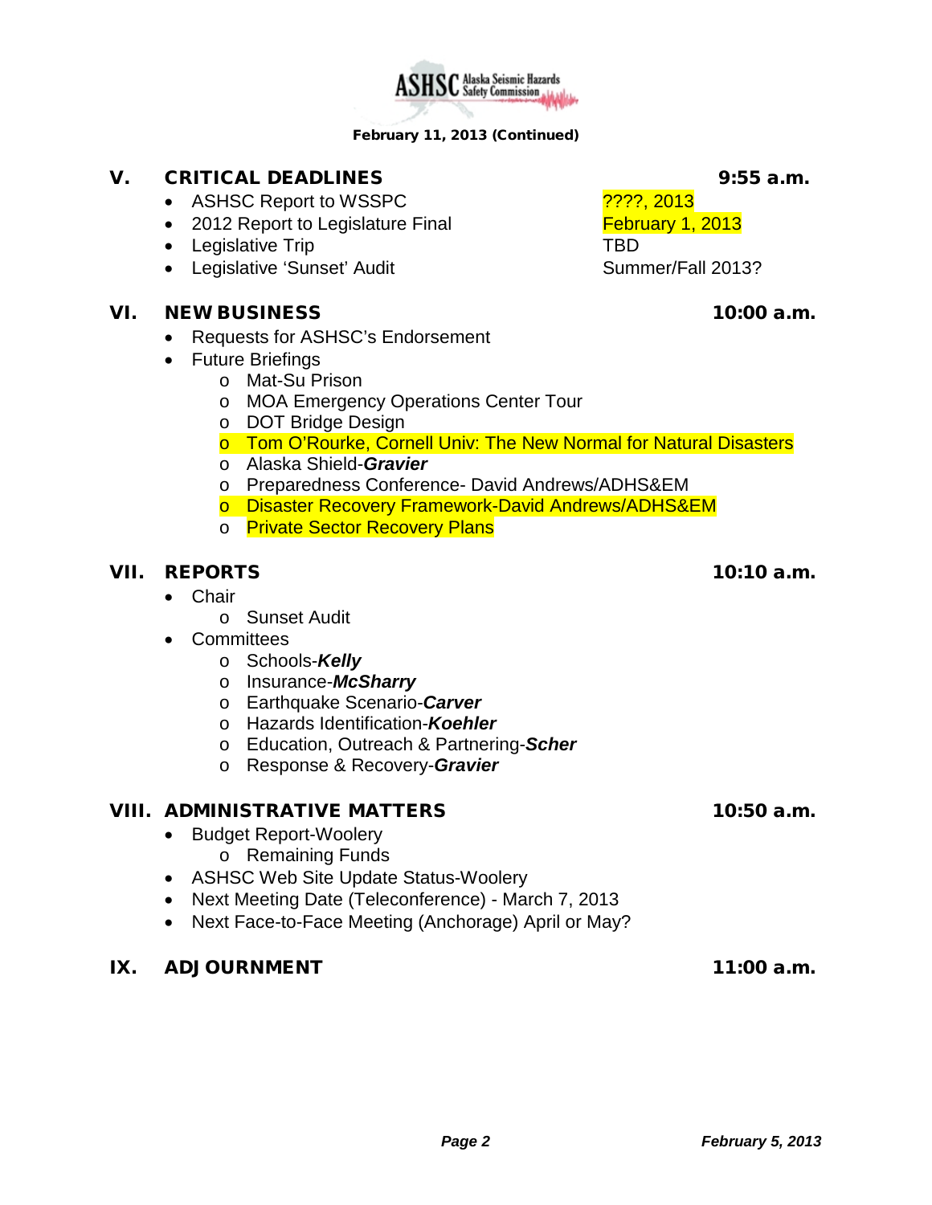February 11, 2013 (Continued)

## V. CRITICAL DEADLINES 9:55 a.m.

- ASHSC Report to WSSPC ????, 2013
- 2012 Report to Legislature Final February 1, 2013
- Legislative Trip TBD
- Legislative 'Sunset' Audit Summer/Fall 2013?

## VI. NEW BUSINESS 10:00 a.m.

- Requests for ASHSC's Endorsement
- Future Briefings
  - Mat-Su Prison
  - MOA Emergency Operations Center Tour
  - DOT Bridge Design
  - Tom O'Rourke, Cornell Univ: The New Normal for Natural Disasters
  - Alaska Shield-***Gravier***
  - Preparedness Conference- David Andrews/ADHS&EM
  - Disaster Recovery Framework-David Andrews/ADHS&EM
  - Private Sector Recovery Plans

## VII. REPORTS 10:10 a.m.

- Chair
  - Sunset Audit
- Committees
  - Schools-***Kelly***
  - Insurance-***McSharry***
  - Earthquake Scenario-***Carver***
  - Hazards Identification-***Koehler***
  - Education, Outreach & Partnering-***Scher***
  - Response & Recovery-***Gravier***

## VIII. ADMINISTRATIVE MATTERS 10:50 a.m.

- Budget Report-Woolery
  - Remaining Funds
- ASHSC Web Site Update Status-Woolery
- Next Meeting Date (Teleconference) - March 7, 2013
- Next Face-to-Face Meeting (Anchorage) April or May?

## IX. ADJOURNMENT 11:00 a.m.